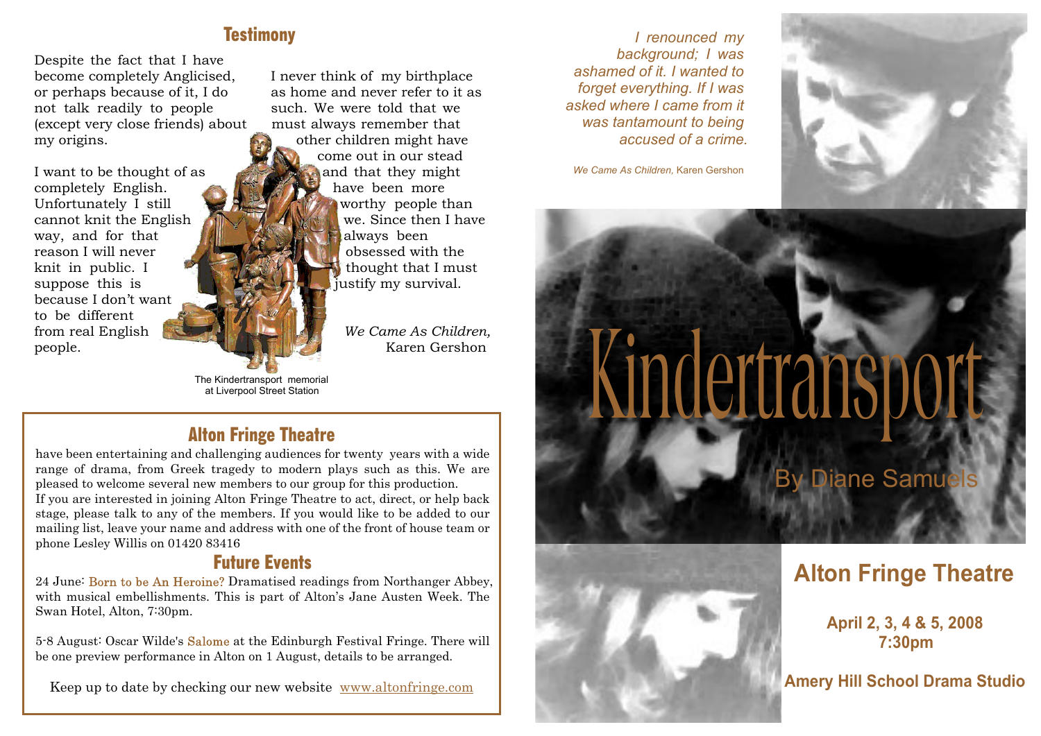## Testimony

Despite the fact that I have become completely Anglicised, or perhaps because of it, I do not talk readily to people (except very close friends) about my origins.

I want to be thought of as completely English. Unfortunately I still cannot knit the English way, and for that reason I will never knit in public. I suppose this is because I don't want to be different from real English people.

I never think of my birthplace as home and never refer to it as such. We were told that we must always remember that other children might have come out in our stead and that they might have been more worthy people than we. Since then I have always been obsessed with the thought that I must justify my survival.

*We Came As Children,* Karen Gershon

The Kindertransport memorial at Liverpool Street Station

## Alton Fringe Theatre

have been entertaining and challenging audiences for twenty years with a wide range of drama, from Greek tragedy to modern plays such as this. We are pleased to welcome several new members to our group for this production.

If you are interested in joining Alton Fringe Theatre to act, direct, or help back stage, please talk to any of the members. If you would like to be added to our mailing list, leave your name and address with one of the front of house team or phone Lesley Willis on 01420 83416

## Future Events

24 June: Born to be An Heroine? Dramatised readings from Northanger Abbey, with musical embellishments. This is part of Alton's Jane Austen Week. The Swan Hotel, Alton, 7:30pm.

5-8 August: Oscar Wilde's Salome at the Edinburgh Festival Fringe. There will be one preview performance in Alton on 1 August, details to be arranged.

Keep up to date by checking our new website www.altonfringe.com

*I renounced my background; I was ashamed of it. I wanted to forget everything. If I was asked where I came from it was tantamount to being accused of a crime.*

*We Came As Children,* Karen Gershon

# Kindertransport

By Diane Samuels

## Alton Fringe Theatre

**April 2, 3, 4 & 5, 2008**
**7:30pm**

**Amery Hill School Drama Studio**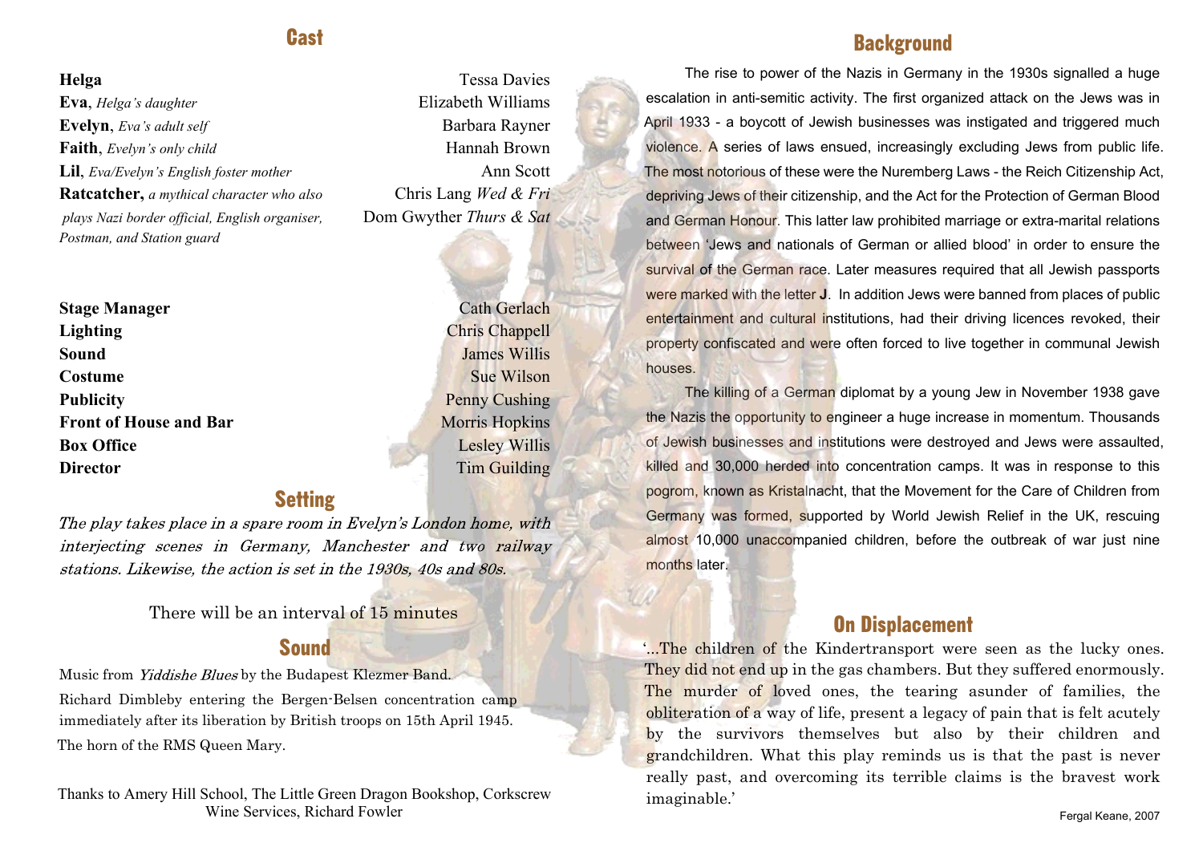## Cast

| | |
|---|---|
| **Helga** | Tessa Davies |
| **Eva**, *Helga's daughter* | Elizabeth Williams |
| **Evelyn**, *Eva's adult self* | Barbara Rayner |
| **Faith**, *Evelyn's only child* | Hannah Brown |
| **Lil**, *Eva/Evelyn's English foster mother* | Ann Scott |
| **Ratcatcher,** *a mythical character who also plays Nazi border official, English organiser, Postman, and Station guard* | Chris Lang *Wed & Fri* / Dom Gwyther *Thurs & Sat* |

| | |
|---|---|
| **Stage Manager** | Cath Gerlach |
| **Lighting** | Chris Chappell |
| **Sound** | James Willis |
| **Costume** | Sue Wilson |
| **Publicity** | Penny Cushing |
| **Front of House and Bar** | Morris Hopkins |
| **Box Office** | Lesley Willis |
| **Director** | Tim Guilding |

## Setting

*The play takes place in a spare room in Evelyn's London home, with interjecting scenes in Germany, Manchester and two railway stations. Likewise, the action is set in the 1930s, 40s and 80s.*

There will be an interval of 15 minutes

## Sound

Music from *Yiddishe Blues* by the Budapest Klezmer Band.

Richard Dimbleby entering the Bergen-Belsen concentration camp immediately after its liberation by British troops on 15th April 1945.

The horn of the RMS Queen Mary.

Thanks to Amery Hill School, The Little Green Dragon Bookshop, Corkscrew Wine Services, Richard Fowler

## Background

The rise to power of the Nazis in Germany in the 1930s signalled a huge escalation in anti-semitic activity. The first organized attack on the Jews was in April 1933 - a boycott of Jewish businesses was instigated and triggered much violence. A series of laws ensued, increasingly excluding Jews from public life. The most notorious of these were the Nuremberg Laws - the Reich Citizenship Act, depriving Jews of their citizenship, and the Act for the Protection of German Blood and German Honour. This latter law prohibited marriage or extra-marital relations between 'Jews and nationals of German or allied blood' in order to ensure the survival of the German race. Later measures required that all Jewish passports were marked with the letter **J**. In addition Jews were banned from places of public entertainment and cultural institutions, had their driving licences revoked, their property confiscated and were often forced to live together in communal Jewish houses.

The killing of a German diplomat by a young Jew in November 1938 gave the Nazis the opportunity to engineer a huge increase in momentum. Thousands of Jewish businesses and institutions were destroyed and Jews were assaulted, killed and 30,000 herded into concentration camps. It was in response to this pogrom, known as Kristalnacht, that the Movement for the Care of Children from Germany was formed, supported by World Jewish Relief in the UK, rescuing almost 10,000 unaccompanied children, before the outbreak of war just nine months later.

## On Displacement

'...The children of the Kindertransport were seen as the lucky ones. They did not end up in the gas chambers. But they suffered enormously. The murder of loved ones, the tearing asunder of families, the obliteration of a way of life, present a legacy of pain that is felt acutely by the survivors themselves but also by their children and grandchildren. What this play reminds us is that the past is never really past, and overcoming its terrible claims is the bravest work imaginable.'

Fergal Keane, 2007